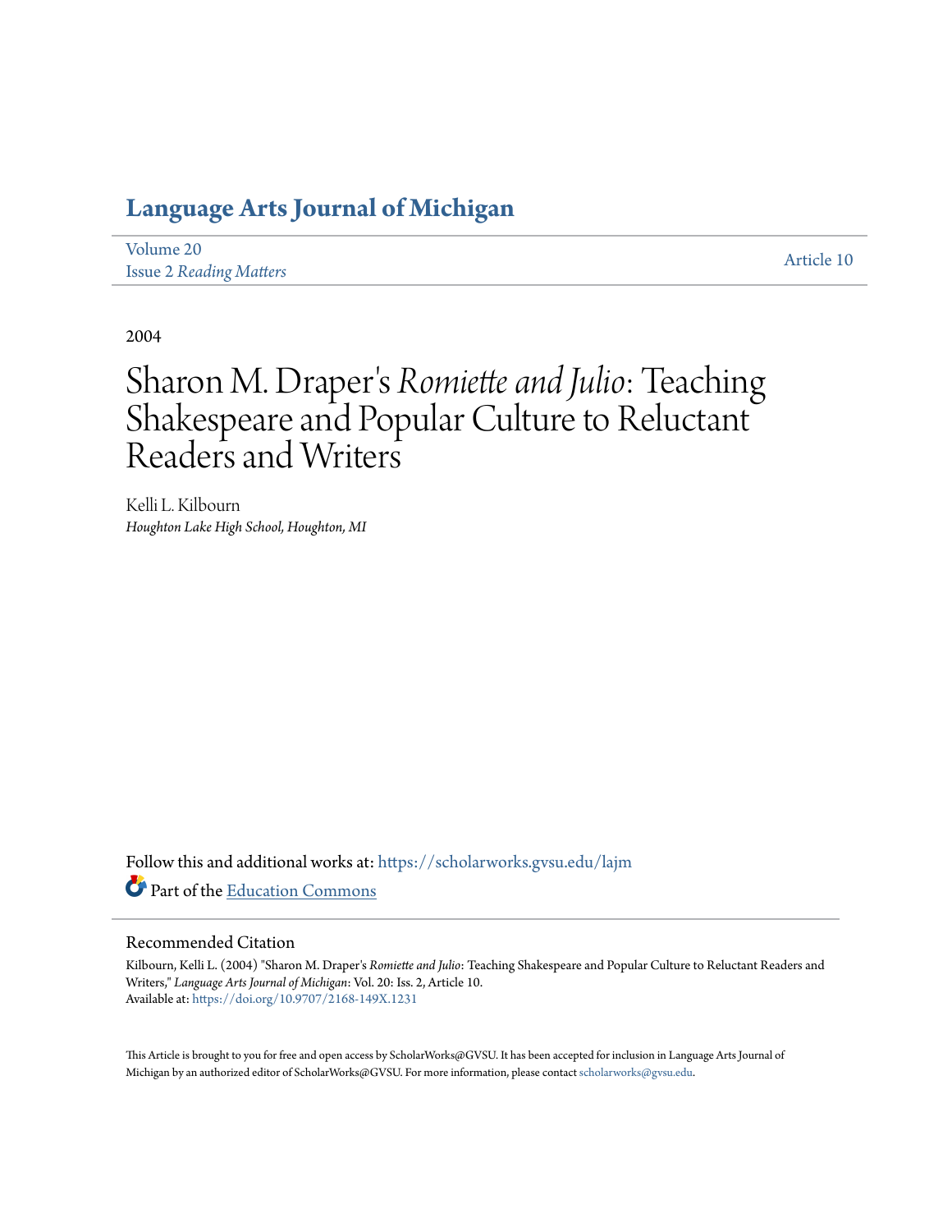# Language Arts Journal of Michigan

Volume 20
Issue 2 *Reading Matters*

Article 10

2004

# Sharon M. Draper's *Romiette and Julio*: Teaching Shakespeare and Popular Culture to Reluctant Readers and Writers

Kelli L. Kilbourn
*Houghton Lake High School, Houghton, MI*

Follow this and additional works at: https://scholarworks.gvsu.edu/lajm

Part of the Education Commons

## Recommended Citation

Kilbourn, Kelli L. (2004) "Sharon M. Draper's *Romiette and Julio*: Teaching Shakespeare and Popular Culture to Reluctant Readers and Writers," *Language Arts Journal of Michigan*: Vol. 20: Iss. 2, Article 10.
Available at: https://doi.org/10.9707/2168-149X.1231

This Article is brought to you for free and open access by ScholarWorks@GVSU. It has been accepted for inclusion in Language Arts Journal of Michigan by an authorized editor of ScholarWorks@GVSU. For more information, please contact scholarworks@gvsu.edu.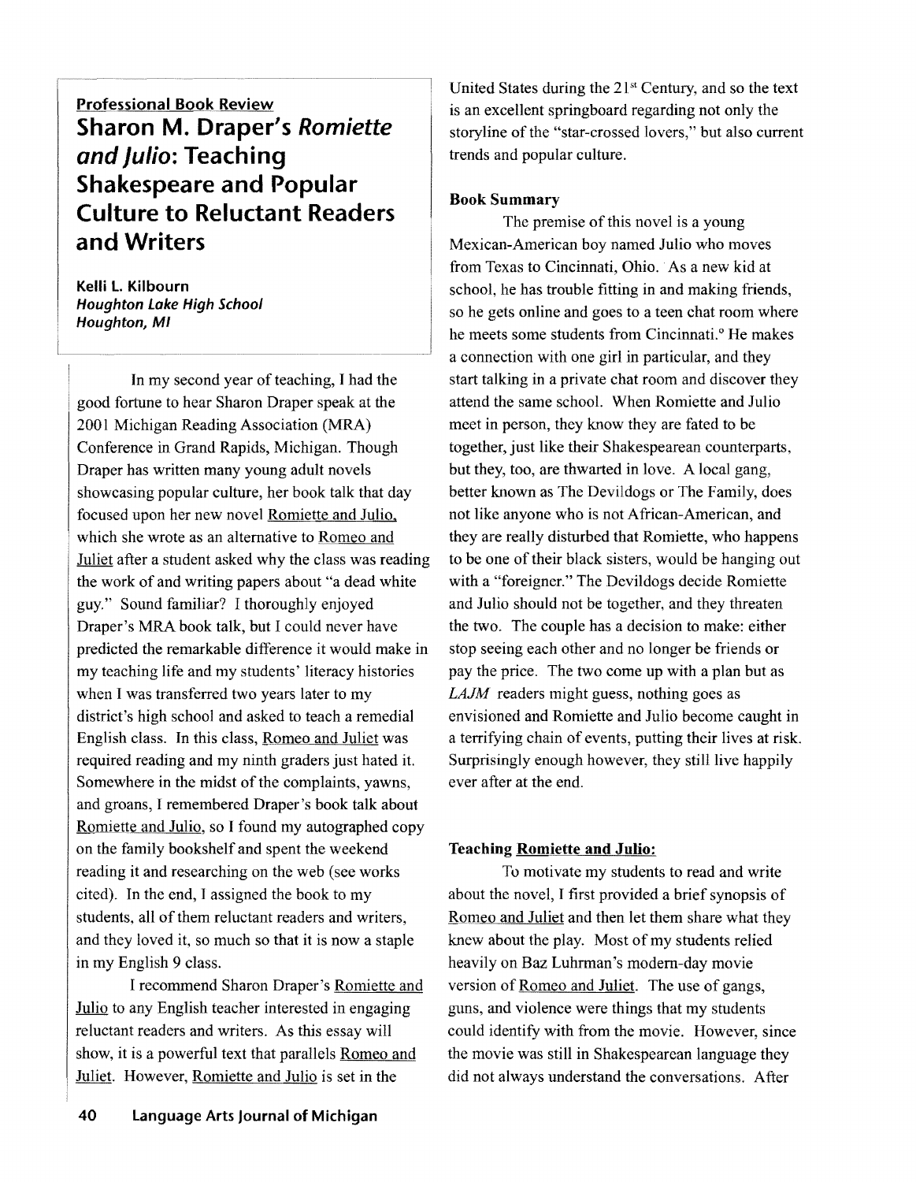**Professional Book Review**

# Sharon M. Draper's *Romiette and Julio*: Teaching Shakespeare and Popular Culture to Reluctant Readers and Writers

**Kelli L. Kilbourn**
***Houghton Lake High School***
***Houghton, MI***

In my second year of teaching, I had the good fortune to hear Sharon Draper speak at the 2001 Michigan Reading Association (MRA) Conference in Grand Rapids, Michigan. Though Draper has written many young adult novels showcasing popular culture, her book talk that day focused upon her new novel Romiette and Julio, which she wrote as an alternative to Romeo and Juliet after a student asked why the class was reading the work of and writing papers about "a dead white guy." Sound familiar? I thoroughly enjoyed Draper's MRA book talk, but I could never have predicted the remarkable difference it would make in my teaching life and my students' literacy histories when I was transferred two years later to my district's high school and asked to teach a remedial English class. In this class, Romeo and Juliet was required reading and my ninth graders just hated it. Somewhere in the midst of the complaints, yawns, and groans, I remembered Draper's book talk about Romiette and Julio, so I found my autographed copy on the family bookshelf and spent the weekend reading it and researching on the web (see works cited). In the end, I assigned the book to my students, all of them reluctant readers and writers, and they loved it, so much so that it is now a staple in my English 9 class.

I recommend Sharon Draper's Romiette and Julio to any English teacher interested in engaging reluctant readers and writers. As this essay will show, it is a powerful text that parallels Romeo and Juliet. However, Romiette and Julio is set in the United States during the 21st Century, and so the text is an excellent springboard regarding not only the storyline of the "star-crossed lovers," but also current trends and popular culture.

**Book Summary**

The premise of this novel is a young Mexican-American boy named Julio who moves from Texas to Cincinnati, Ohio. As a new kid at school, he has trouble fitting in and making friends, so he gets online and goes to a teen chat room where he meets some students from Cincinnati.° He makes a connection with one girl in particular, and they start talking in a private chat room and discover they attend the same school. When Romiette and Julio meet in person, they know they are fated to be together, just like their Shakespearean counterparts, but they, too, are thwarted in love. A local gang, better known as The Devildogs or The Family, does not like anyone who is not African-American, and they are really disturbed that Romiette, who happens to be one of their black sisters, would be hanging out with a "foreigner." The Devildogs decide Romiette and Julio should not be together, and they threaten the two. The couple has a decision to make: either stop seeing each other and no longer be friends or pay the price. The two come up with a plan but as *LAJM* readers might guess, nothing goes as envisioned and Romiette and Julio become caught in a terrifying chain of events, putting their lives at risk. Surprisingly enough however, they still live happily ever after at the end.

**Teaching Romiette and Julio:**

To motivate my students to read and write about the novel, I first provided a brief synopsis of Romeo and Juliet and then let them share what they knew about the play. Most of my students relied heavily on Baz Luhrman's modern-day movie version of Romeo and Juliet. The use of gangs, guns, and violence were things that my students could identify with from the movie. However, since the movie was still in Shakespearean language they did not always understand the conversations. After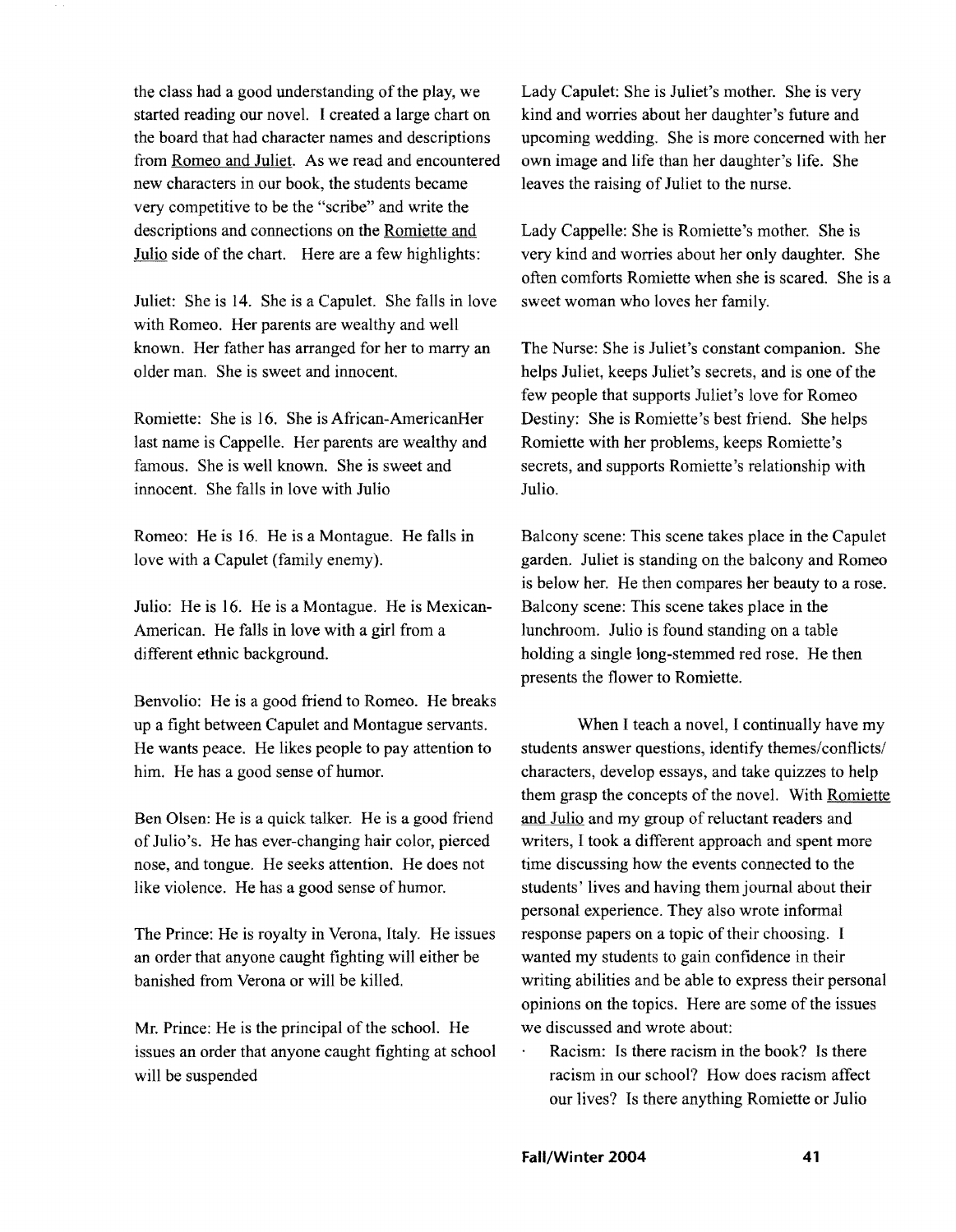the class had a good understanding of the play, we started reading our novel. I created a large chart on the board that had character names and descriptions from Romeo and Juliet. As we read and encountered new characters in our book, the students became very competitive to be the "scribe" and write the descriptions and connections on the Romiette and Julio side of the chart. Here are a few highlights:

Juliet: She is 14. She is a Capulet. She falls in love with Romeo. Her parents are wealthy and well known. Her father has arranged for her to marry an older man. She is sweet and innocent.

Romiette: She is 16. She is African-AmericanHer last name is Cappelle. Her parents are wealthy and famous. She is well known. She is sweet and innocent. She falls in love with Julio

Romeo: He is 16. He is a Montague. He falls in love with a Capulet (family enemy).

Julio: He is 16. He is a Montague. He is Mexican-American. He falls in love with a girl from a different ethnic background.

Benvolio: He is a good friend to Romeo. He breaks up a fight between Capulet and Montague servants. He wants peace. He likes people to pay attention to him. He has a good sense of humor.

Ben Olsen: He is a quick talker. He is a good friend of Julio's. He has ever-changing hair color, pierced nose, and tongue. He seeks attention. He does not like violence. He has a good sense of humor.

The Prince: He is royalty in Verona, Italy. He issues an order that anyone caught fighting will either be banished from Verona or will be killed.

Mr. Prince: He is the principal of the school. He issues an order that anyone caught fighting at school will be suspended

Lady Capulet: She is Juliet's mother. She is very kind and worries about her daughter's future and upcoming wedding. She is more concerned with her own image and life than her daughter's life. She leaves the raising of Juliet to the nurse.

Lady Cappelle: She is Romiette's mother. She is very kind and worries about her only daughter. She often comforts Romiette when she is scared. She is a sweet woman who loves her family.

The Nurse: She is Juliet's constant companion. She helps Juliet, keeps Juliet's secrets, and is one of the few people that supports Juliet's love for Romeo
Destiny: She is Romiette's best friend. She helps Romiette with her problems, keeps Romiette's secrets, and supports Romiette's relationship with Julio.

Balcony scene: This scene takes place in the Capulet garden. Juliet is standing on the balcony and Romeo is below her. He then compares her beauty to a rose.
Balcony scene: This scene takes place in the lunchroom. Julio is found standing on a table holding a single long-stemmed red rose. He then presents the flower to Romiette.

When I teach a novel, I continually have my students answer questions, identify themes/conflicts/ characters, develop essays, and take quizzes to help them grasp the concepts of the novel. With Romiette and Julio and my group of reluctant readers and writers, I took a different approach and spent more time discussing how the events connected to the students' lives and having them journal about their personal experience. They also wrote informal response papers on a topic of their choosing. I wanted my students to gain confidence in their writing abilities and be able to express their personal opinions on the topics. Here are some of the issues we discussed and wrote about:

- Racism: Is there racism in the book? Is there racism in our school? How does racism affect our lives? Is there anything Romiette or Julio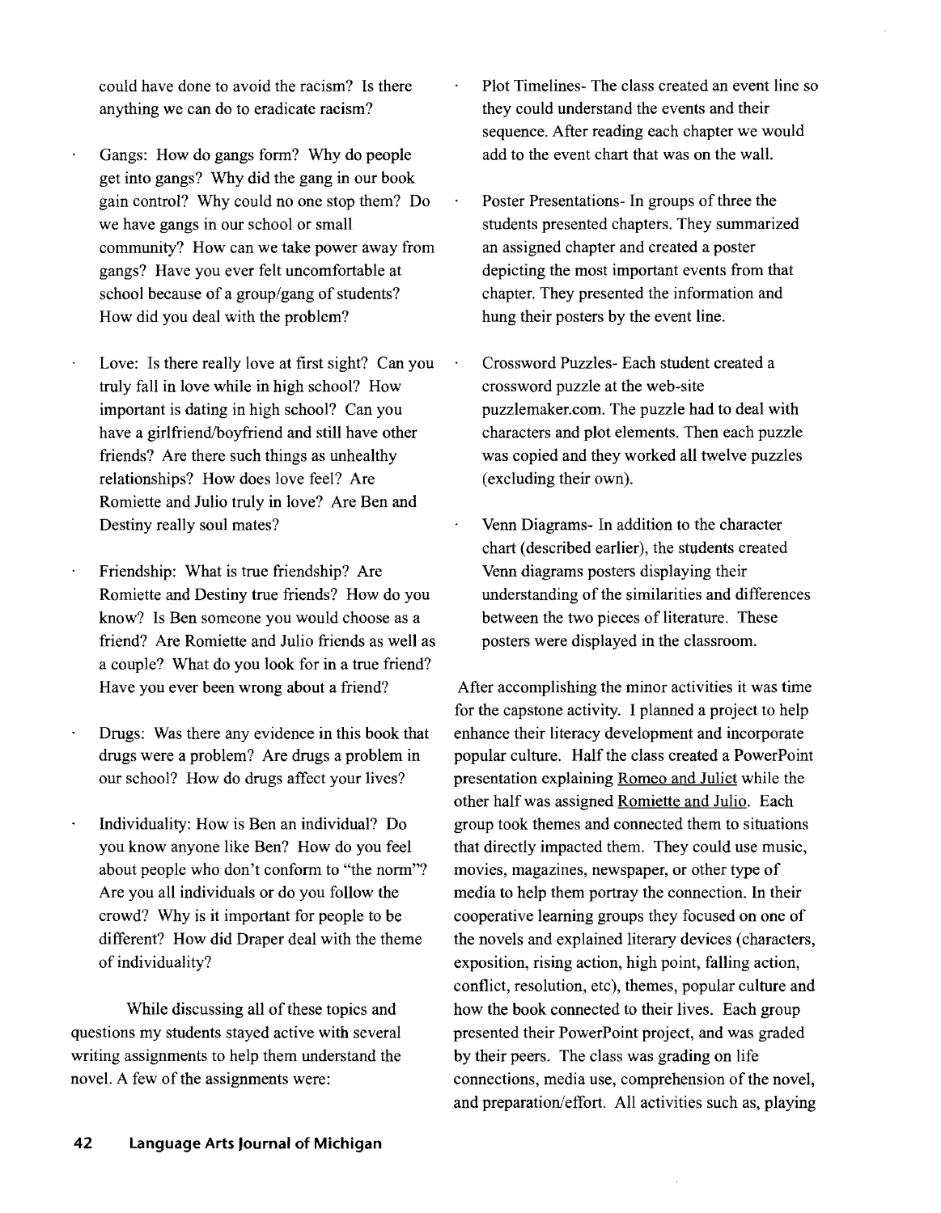could have done to avoid the racism? Is there anything we can do to eradicate racism?

- Gangs: How do gangs form? Why do people get into gangs? Why did the gang in our book gain control? Why could no one stop them? Do we have gangs in our school or small community? How can we take power away from gangs? Have you ever felt uncomfortable at school because of a group/gang of students? How did you deal with the problem?

- Love: Is there really love at first sight? Can you truly fall in love while in high school? How important is dating in high school? Can you have a girlfriend/boyfriend and still have other friends? Are there such things as unhealthy relationships? How does love feel? Are Romiette and Julio truly in love? Are Ben and Destiny really soul mates?

- Friendship: What is true friendship? Are Romiette and Destiny true friends? How do you know? Is Ben someone you would choose as a friend? Are Romiette and Julio friends as well as a couple? What do you look for in a true friend? Have you ever been wrong about a friend?

- Drugs: Was there any evidence in this book that drugs were a problem? Are drugs a problem in our school? How do drugs affect your lives?

- Individuality: How is Ben an individual? Do you know anyone like Ben? How do you feel about people who don't conform to "the norm"? Are you all individuals or do you follow the crowd? Why is it important for people to be different? How did Draper deal with the theme of individuality?

While discussing all of these topics and questions my students stayed active with several writing assignments to help them understand the novel. A few of the assignments were:

- Plot Timelines- The class created an event line so they could understand the events and their sequence. After reading each chapter we would add to the event chart that was on the wall.

- Poster Presentations- In groups of three the students presented chapters. They summarized an assigned chapter and created a poster depicting the most important events from that chapter. They presented the information and hung their posters by the event line.

- Crossword Puzzles- Each student created a crossword puzzle at the web-site puzzlemaker.com. The puzzle had to deal with characters and plot elements. Then each puzzle was copied and they worked all twelve puzzles (excluding their own).

- Venn Diagrams- In addition to the character chart (described earlier), the students created Venn diagrams posters displaying their understanding of the similarities and differences between the two pieces of literature. These posters were displayed in the classroom.

After accomplishing the minor activities it was time for the capstone activity. I planned a project to help enhance their literacy development and incorporate popular culture. Half the class created a PowerPoint presentation explaining Romeo and Juliet while the other half was assigned Romiette and Julio. Each group took themes and connected them to situations that directly impacted them. They could use music, movies, magazines, newspaper, or other type of media to help them portray the connection. In their cooperative learning groups they focused on one of the novels and explained literary devices (characters, exposition, rising action, high point, falling action, conflict, resolution, etc), themes, popular culture and how the book connected to their lives. Each group presented their PowerPoint project, and was graded by their peers. The class was grading on life connections, media use, comprehension of the novel, and preparation/effort. All activities such as, playing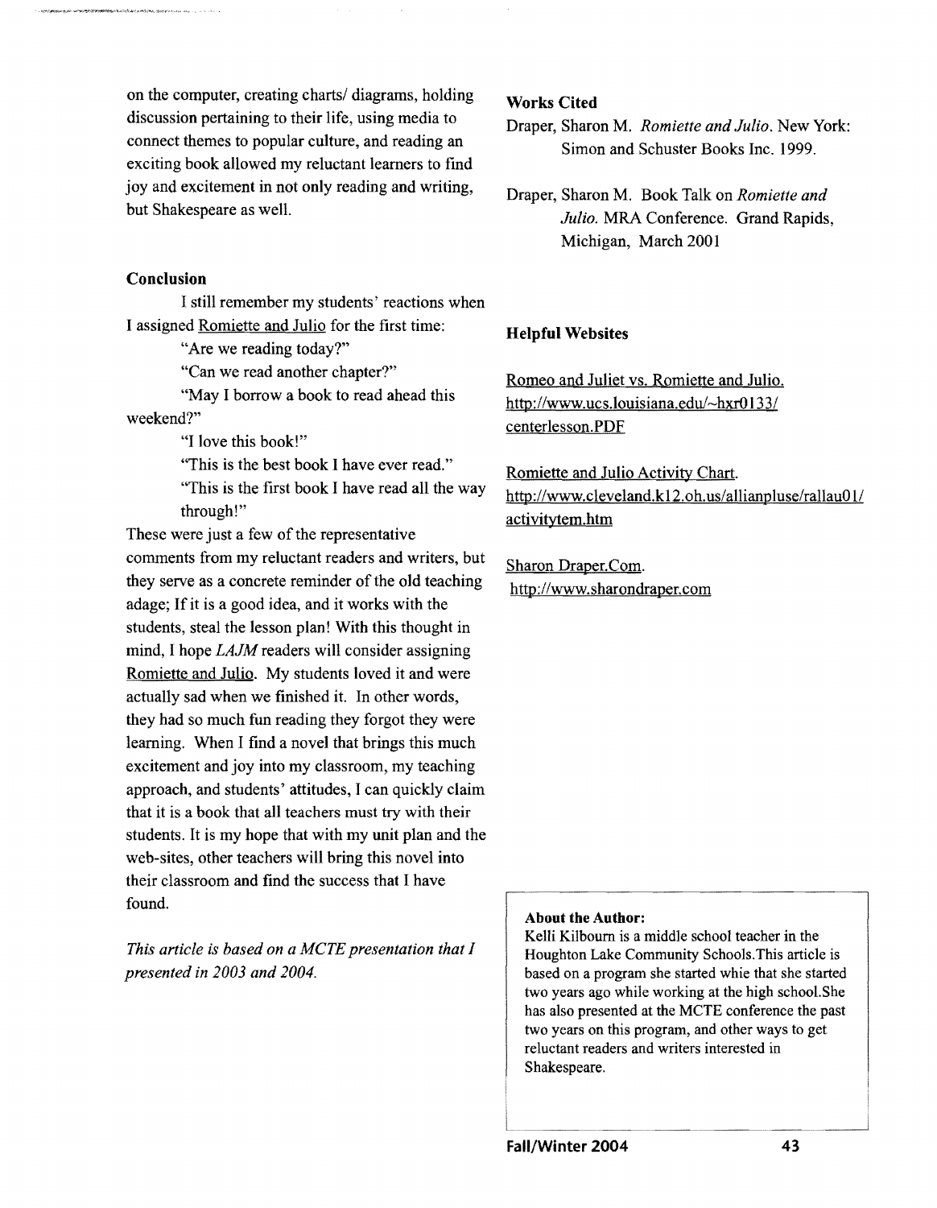on the computer, creating charts/ diagrams, holding discussion pertaining to their life, using media to connect themes to popular culture, and reading an exciting book allowed my reluctant learners to find joy and excitement in not only reading and writing, but Shakespeare as well.

### Conclusion

I still remember my students' reactions when I assigned Romiette and Julio for the first time:

"Are we reading today?"

"Can we read another chapter?"

"May I borrow a book to read ahead this weekend?"

"I love this book!"

"This is the best book I have ever read."

"This is the first book I have read all the way through!"

These were just a few of the representative comments from my reluctant readers and writers, but they serve as a concrete reminder of the old teaching adage; If it is a good idea, and it works with the students, steal the lesson plan! With this thought in mind, I hope *LAJM* readers will consider assigning Romiette and Julio. My students loved it and were actually sad when we finished it. In other words, they had so much fun reading they forgot they were learning. When I find a novel that brings this much excitement and joy into my classroom, my teaching approach, and students' attitudes, I can quickly claim that it is a book that all teachers must try with their students. It is my hope that with my unit plan and the web-sites, other teachers will bring this novel into their classroom and find the success that I have found.

*This article is based on a MCTE presentation that I presented in 2003 and 2004.*

### Works Cited

Draper, Sharon M. *Romiette and Julio*. New York: Simon and Schuster Books Inc. 1999.

Draper, Sharon M. Book Talk on *Romiette and Julio*. MRA Conference. Grand Rapids, Michigan, March 2001

### Helpful Websites

Romeo and Juliet vs. Romiette and Julio.
http://www.ucs.louisiana.edu/~hxr0133/centerlesson.PDF

Romiette and Julio Activity Chart.
http://www.cleveland.k12.oh.us/allianpluse/rallau01/activitytem.htm

Sharon Draper.Com.
http://www.sharondraper.com

**About the Author:**
Kelli Kilbourn is a middle school teacher in the Houghton Lake Community Schools.This article is based on a program she started whie that she started two years ago while working at the high school.She has also presented at the MCTE conference the past two years on this program, and other ways to get reluctant readers and writers interested in Shakespeare.